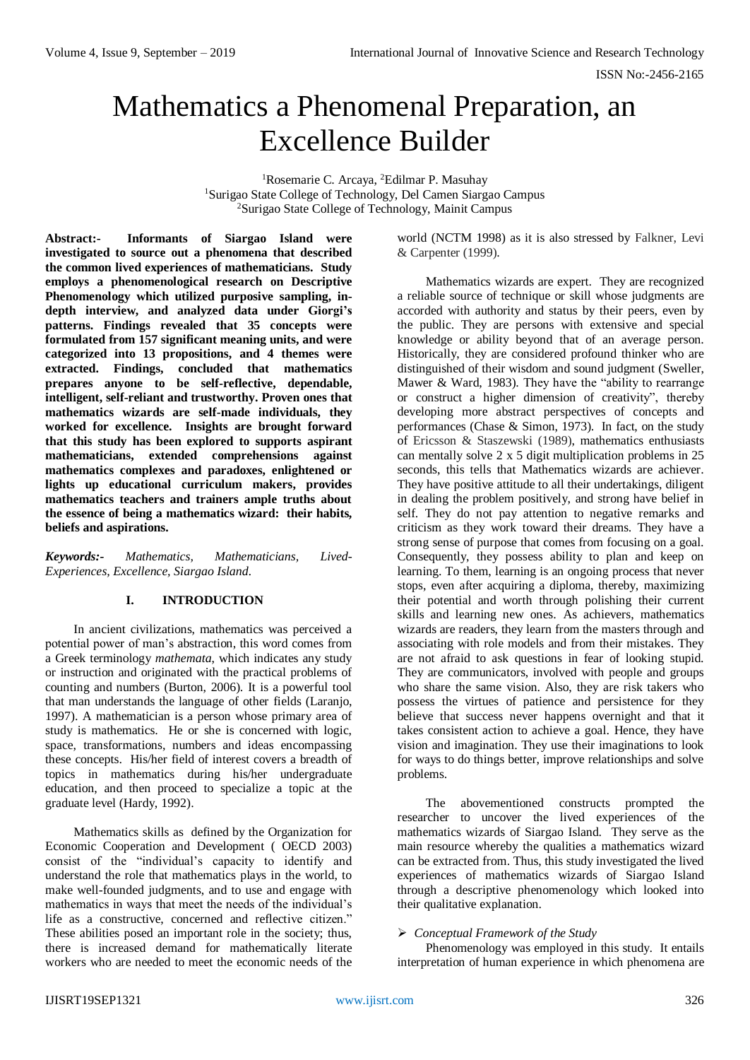# Mathematics a Phenomenal Preparation, an Excellence Builder

[1]Rosemarie C. Arcaya, [2]Edilmar P. Masuhay
[1]Surigao State College of Technology, Del Camen Siargao Campus
[2]Surigao State College of Technology, Mainit Campus

**Abstract:- Informants of Siargao Island were investigated to source out a phenomena that described the common lived experiences of mathematicians. Study employs a phenomenological research on Descriptive Phenomenology which utilized purposive sampling, in-depth interview, and analyzed data under Giorgi's patterns. Findings revealed that 35 concepts were formulated from 157 significant meaning units, and were categorized into 13 propositions, and 4 themes were extracted. Findings, concluded that mathematics prepares anyone to be self-reflective, dependable, intelligent, self-reliant and trustworthy. Proven ones that mathematics wizards are self-made individuals, they worked for excellence. Insights are brought forward that this study has been explored to supports aspirant mathematicians, extended comprehensions against mathematics complexes and paradoxes, enlightened or lights up educational curriculum makers, provides mathematics teachers and trainers ample truths about the essence of being a mathematics wizard: their habits, beliefs and aspirations.**

***Keywords:-*** *Mathematics, Mathematicians, Lived-Experiences, Excellence, Siargao Island.*

## I. INTRODUCTION

In ancient civilizations, mathematics was perceived a potential power of man's abstraction, this word comes from a Greek terminology *mathemata,* which indicates any study or instruction and originated with the practical problems of counting and numbers (Burton, 2006). It is a powerful tool that man understands the language of other fields (Laranjo, 1997). A mathematician is a person whose primary area of study is mathematics. He or she is concerned with logic, space, transformations, numbers and ideas encompassing these concepts. His/her field of interest covers a breadth of topics in mathematics during his/her undergraduate education, and then proceed to specialize a topic at the graduate level (Hardy, 1992).

Mathematics skills as defined by the Organization for Economic Cooperation and Development ( OECD 2003) consist of the "individual's capacity to identify and understand the role that mathematics plays in the world, to make well-founded judgments, and to use and engage with mathematics in ways that meet the needs of the individual's life as a constructive, concerned and reflective citizen." These abilities posed an important role in the society; thus, there is increased demand for mathematically literate workers who are needed to meet the economic needs of the world (NCTM 1998) as it is also stressed by Falkner, Levi & Carpenter (1999).

Mathematics wizards are expert. They are recognized a reliable source of technique or skill whose judgments are accorded with authority and status by their peers, even by the public. They are persons with extensive and special knowledge or ability beyond that of an average person. Historically, they are considered profound thinker who are distinguished of their wisdom and sound judgment (Sweller, Mawer & Ward, 1983). They have the "ability to rearrange or construct a higher dimension of creativity", thereby developing more abstract perspectives of concepts and performances (Chase & Simon, 1973). In fact, on the study of Ericsson & Staszewski (1989), mathematics enthusiasts can mentally solve 2 x 5 digit multiplication problems in 25 seconds, this tells that Mathematics wizards are achiever. They have positive attitude to all their undertakings, diligent in dealing the problem positively, and strong have belief in self. They do not pay attention to negative remarks and criticism as they work toward their dreams. They have a strong sense of purpose that comes from focusing on a goal. Consequently, they possess ability to plan and keep on learning. To them, learning is an ongoing process that never stops, even after acquiring a diploma, thereby, maximizing their potential and worth through polishing their current skills and learning new ones. As achievers, mathematics wizards are readers, they learn from the masters through and associating with role models and from their mistakes. They are not afraid to ask questions in fear of looking stupid. They are communicators, involved with people and groups who share the same vision. Also, they are risk takers who possess the virtues of patience and persistence for they believe that success never happens overnight and that it takes consistent action to achieve a goal. Hence, they have vision and imagination. They use their imaginations to look for ways to do things better, improve relationships and solve problems.

The abovementioned constructs prompted the researcher to uncover the lived experiences of the mathematics wizards of Siargao Island. They serve as the main resource whereby the qualities a mathematics wizard can be extracted from. Thus, this study investigated the lived experiences of mathematics wizards of Siargao Island through a descriptive phenomenology which looked into their qualitative explanation.

### *Conceptual Framework of the Study*

Phenomenology was employed in this study. It entails interpretation of human experience in which phenomena are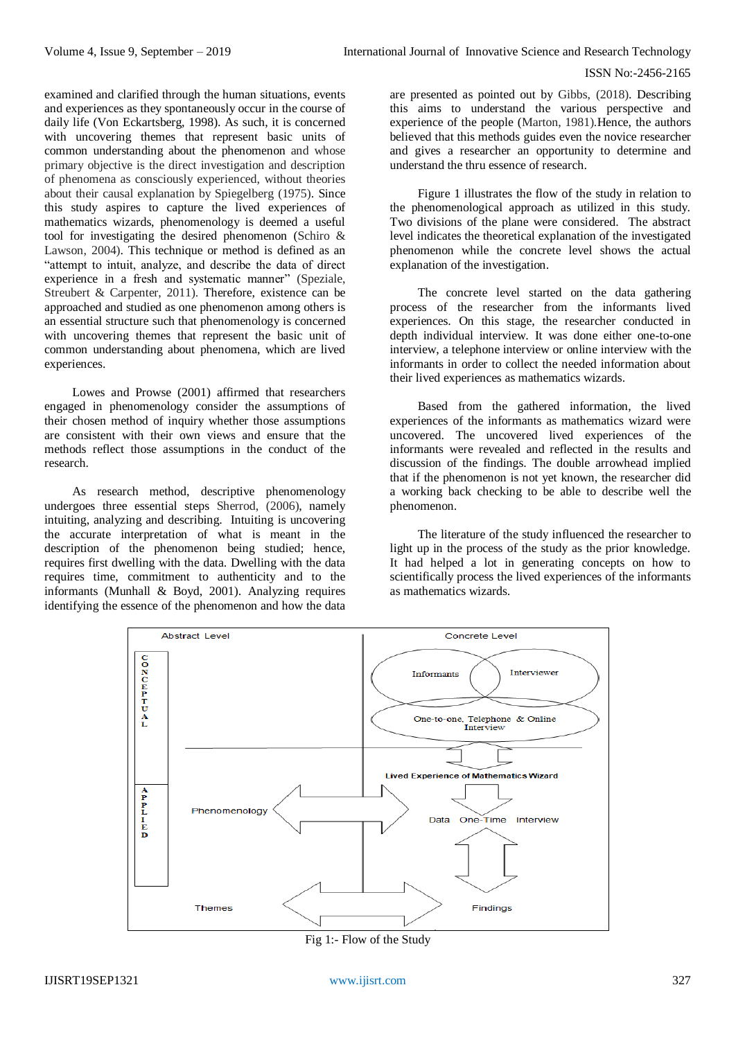examined and clarified through the human situations, events and experiences as they spontaneously occur in the course of daily life (Von Eckartsberg, 1998). As such, it is concerned with uncovering themes that represent basic units of common understanding about the phenomenon and whose primary objective is the direct investigation and description of phenomena as consciously experienced, without theories about their causal explanation by Spiegelberg (1975). Since this study aspires to capture the lived experiences of mathematics wizards, phenomenology is deemed a useful tool for investigating the desired phenomenon (Schiro & Lawson, 2004). This technique or method is defined as an "attempt to intuit, analyze, and describe the data of direct experience in a fresh and systematic manner" (Speziale, Streubert & Carpenter, 2011). Therefore, existence can be approached and studied as one phenomenon among others is an essential structure such that phenomenology is concerned with uncovering themes that represent the basic unit of common understanding about phenomena, which are lived experiences.

Lowes and Prowse (2001) affirmed that researchers engaged in phenomenology consider the assumptions of their chosen method of inquiry whether those assumptions are consistent with their own views and ensure that the methods reflect those assumptions in the conduct of the research.

As research method, descriptive phenomenology undergoes three essential steps Sherrod, (2006), namely intuiting, analyzing and describing. Intuiting is uncovering the accurate interpretation of what is meant in the description of the phenomenon being studied; hence, requires first dwelling with the data. Dwelling with the data requires time, commitment to authenticity and to the informants (Munhall & Boyd, 2001). Analyzing requires identifying the essence of the phenomenon and how the data are presented as pointed out by Gibbs, (2018). Describing this aims to understand the various perspective and experience of the people (Marton, 1981).Hence, the authors believed that this methods guides even the novice researcher and gives a researcher an opportunity to determine and understand the thru essence of research.

Figure 1 illustrates the flow of the study in relation to the phenomenological approach as utilized in this study. Two divisions of the plane were considered. The abstract level indicates the theoretical explanation of the investigated phenomenon while the concrete level shows the actual explanation of the investigation.

The concrete level started on the data gathering process of the researcher from the informants lived experiences. On this stage, the researcher conducted in depth individual interview. It was done either one-to-one interview, a telephone interview or online interview with the informants in order to collect the needed information about their lived experiences as mathematics wizards.

Based from the gathered information, the lived experiences of the informants as mathematics wizard were uncovered. The uncovered lived experiences of the informants were revealed and reflected in the results and discussion of the findings. The double arrowhead implied that if the phenomenon is not yet known, the researcher did a working back checking to be able to describe well the phenomenon.

The literature of the study influenced the researcher to light up in the process of the study as the prior knowledge. It had helped a lot in generating concepts on how to scientifically process the lived experiences of the informants as mathematics wizards.

Abstract Level | Concrete Level

CONCEPTUAL | Informants | Interviewer | One-to-one, Telephone & Online Interview

Lived Experience of Mathematics Wizard

APPLIED | Phenomenology | Data One-Time Interview

Themes | Findings

Fig 1:- Flow of the Study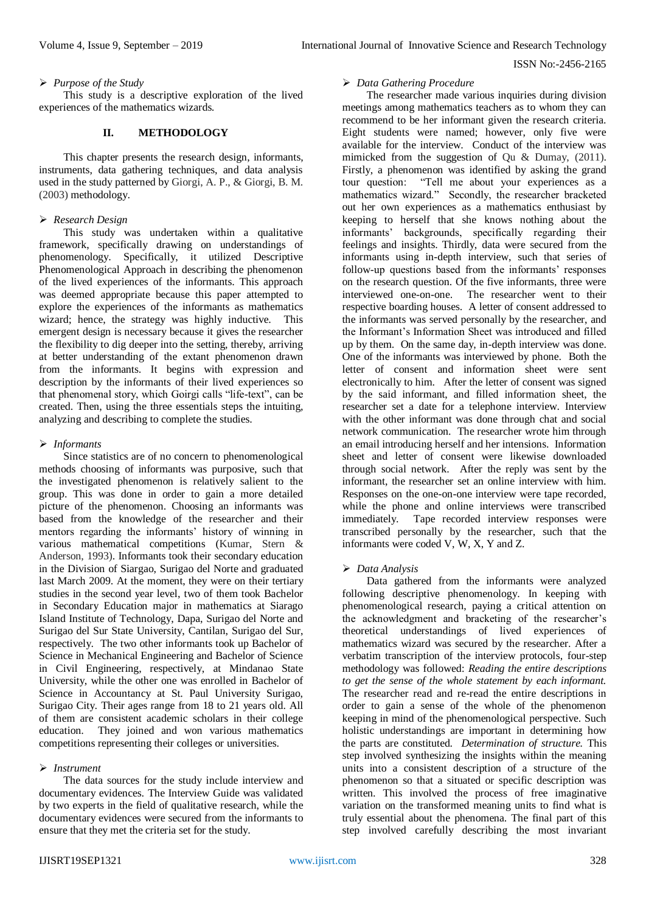### Purpose of the Study

This study is a descriptive exploration of the lived experiences of the mathematics wizards.

## II. METHODOLOGY

This chapter presents the research design, informants, instruments, data gathering techniques, and data analysis used in the study patterned by Giorgi, A. P., & Giorgi, B. M. (2003) methodology.

### Research Design

This study was undertaken within a qualitative framework, specifically drawing on understandings of phenomenology. Specifically, it utilized Descriptive Phenomenological Approach in describing the phenomenon of the lived experiences of the informants. This approach was deemed appropriate because this paper attempted to explore the experiences of the informants as mathematics wizard; hence, the strategy was highly inductive. This emergent design is necessary because it gives the researcher the flexibility to dig deeper into the setting, thereby, arriving at better understanding of the extant phenomenon drawn from the informants. It begins with expression and description by the informants of their lived experiences so that phenomenal story, which Goirgi calls "life-text", can be created. Then, using the three essentials steps the intuiting, analyzing and describing to complete the studies.

### Informants

Since statistics are of no concern to phenomenological methods choosing of informants was purposive, such that the investigated phenomenon is relatively salient to the group. This was done in order to gain a more detailed picture of the phenomenon. Choosing an informants was based from the knowledge of the researcher and their mentors regarding the informants' history of winning in various mathematical competitions (Kumar, Stern & Anderson, 1993). Informants took their secondary education in the Division of Siargao, Surigao del Norte and graduated last March 2009. At the moment, they were on their tertiary studies in the second year level, two of them took Bachelor in Secondary Education major in mathematics at Siarago Island Institute of Technology, Dapa, Surigao del Norte and Surigao del Sur State University, Cantilan, Surigao del Sur, respectively. The two other informants took up Bachelor of Science in Mechanical Engineering and Bachelor of Science in Civil Engineering, respectively, at Mindanao State University, while the other one was enrolled in Bachelor of Science in Accountancy at St. Paul University Surigao, Surigao City. Their ages range from 18 to 21 years old. All of them are consistent academic scholars in their college education. They joined and won various mathematics competitions representing their colleges or universities.

### Instrument

The data sources for the study include interview and documentary evidences. The Interview Guide was validated by two experts in the field of qualitative research, while the documentary evidences were secured from the informants to ensure that they met the criteria set for the study.

### Data Gathering Procedure

The researcher made various inquiries during division meetings among mathematics teachers as to whom they can recommend to be her informant given the research criteria. Eight students were named; however, only five were available for the interview. Conduct of the interview was mimicked from the suggestion of Qu & Dumay, (2011). Firstly, a phenomenon was identified by asking the grand tour question: "Tell me about your experiences as a mathematics wizard." Secondly, the researcher bracketed out her own experiences as a mathematics enthusiast by keeping to herself that she knows nothing about the informants' backgrounds, specifically regarding their feelings and insights. Thirdly, data were secured from the informants using in-depth interview, such that series of follow-up questions based from the informants' responses on the research question. Of the five informants, three were interviewed one-on-one. The researcher went to their respective boarding houses. A letter of consent addressed to the informants was served personally by the researcher, and the Informant's Information Sheet was introduced and filled up by them. On the same day, in-depth interview was done. One of the informants was interviewed by phone. Both the letter of consent and information sheet were sent electronically to him. After the letter of consent was signed by the said informant, and filled information sheet, the researcher set a date for a telephone interview. Interview with the other informant was done through chat and social network communication. The researcher wrote him through an email introducing herself and her intensions. Information sheet and letter of consent were likewise downloaded through social network. After the reply was sent by the informant, the researcher set an online interview with him. Responses on the one-on-one interview were tape recorded, while the phone and online interviews were transcribed immediately. Tape recorded interview responses were transcribed personally by the researcher, such that the informants were coded V, W, X, Y and Z.

### Data Analysis

Data gathered from the informants were analyzed following descriptive phenomenology. In keeping with phenomenological research, paying a critical attention on the acknowledgment and bracketing of the researcher's theoretical understandings of lived experiences of mathematics wizard was secured by the researcher. After a verbatim transcription of the interview protocols, four-step methodology was followed: *Reading the entire descriptions to get the sense of the whole statement by each informant.* The researcher read and re-read the entire descriptions in order to gain a sense of the whole of the phenomenon keeping in mind of the phenomenological perspective. Such holistic understandings are important in determining how the parts are constituted. *Determination of structure.* This step involved synthesizing the insights within the meaning units into a consistent description of a structure of the phenomenon so that a situated or specific description was written. This involved the process of free imaginative variation on the transformed meaning units to find what is truly essential about the phenomena. The final part of this step involved carefully describing the most invariant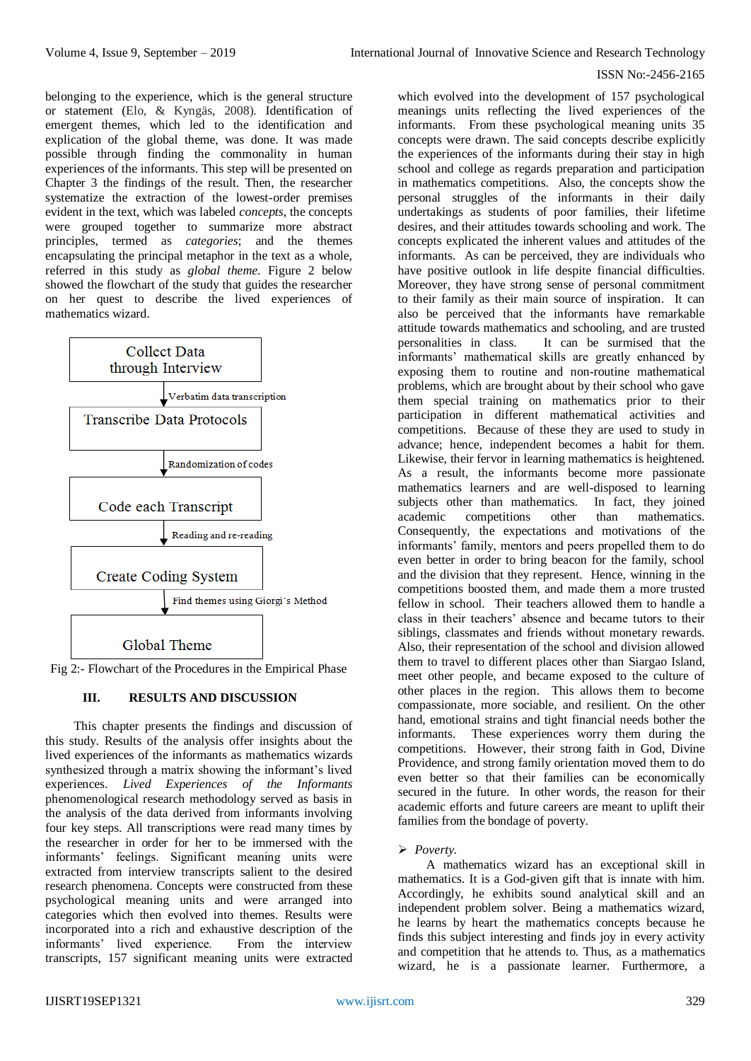belonging to the experience, which is the general structure or statement (Elo, & Kyngäs, 2008). Identification of emergent themes, which led to the identification and explication of the global theme, was done. It was made possible through finding the commonality in human experiences of the informants. This step will be presented on Chapter 3 the findings of the result. Then, the researcher systematize the extraction of the lowest-order premises evident in the text, which was labeled *concepts*, the concepts were grouped together to summarize more abstract principles, termed as *categories*; and the themes encapsulating the principal metaphor in the text as a whole, referred in this study as *global theme.* Figure 2 below showed the flowchart of the study that guides the researcher on her quest to describe the lived experiences of mathematics wizard.

Collect Data through Interview
↓ Verbatim data transcription
Transcribe Data Protocols
↓ Randomization of codes
Code each Transcript
↓ Reading and re-reading
Create Coding System
↓ Find themes using Giorgi's Method
Global Theme

Fig 2:- Flowchart of the Procedures in the Empirical Phase

## III. RESULTS AND DISCUSSION

This chapter presents the findings and discussion of this study. Results of the analysis offer insights about the lived experiences of the informants as mathematics wizards synthesized through a matrix showing the informant's lived experiences. *Lived Experiences of the Informants* phenomenological research methodology served as basis in the analysis of the data derived from informants involving four key steps. All transcriptions were read many times by the researcher in order for her to be immersed with the informants' feelings. Significant meaning units were extracted from interview transcripts salient to the desired research phenomena. Concepts were constructed from these psychological meaning units and were arranged into categories which then evolved into themes. Results were incorporated into a rich and exhaustive description of the informants' lived experience. From the interview transcripts, 157 significant meaning units were extracted which evolved into the development of 157 psychological meanings units reflecting the lived experiences of the informants. From these psychological meaning units 35 concepts were drawn. The said concepts describe explicitly the experiences of the informants during their stay in high school and college as regards preparation and participation in mathematics competitions. Also, the concepts show the personal struggles of the informants in their daily undertakings as students of poor families, their lifetime desires, and their attitudes towards schooling and work. The concepts explicated the inherent values and attitudes of the informants. As can be perceived, they are individuals who have positive outlook in life despite financial difficulties. Moreover, they have strong sense of personal commitment to their family as their main source of inspiration. It can also be perceived that the informants have remarkable attitude towards mathematics and schooling, and are trusted personalities in class. It can be surmised that the informants' mathematical skills are greatly enhanced by exposing them to routine and non-routine mathematical problems, which are brought about by their school who gave them special training on mathematics prior to their participation in different mathematical activities and competitions. Because of these they are used to study in advance; hence, independent becomes a habit for them. Likewise, their fervor in learning mathematics is heightened. As a result, the informants become more passionate mathematics learners and are well-disposed to learning subjects other than mathematics. In fact, they joined academic competitions other than mathematics. Consequently, the expectations and motivations of the informants' family, mentors and peers propelled them to do even better in order to bring beacon for the family, school and the division that they represent. Hence, winning in the competitions boosted them, and made them a more trusted fellow in school. Their teachers allowed them to handle a class in their teachers' absence and became tutors to their siblings, classmates and friends without monetary rewards. Also, their representation of the school and division allowed them to travel to different places other than Siargao Island, meet other people, and became exposed to the culture of other places in the region. This allows them to become compassionate, more sociable, and resilient. On the other hand, emotional strains and tight financial needs bother the informants. These experiences worry them during the competitions. However, their strong faith in God, Divine Providence, and strong family orientation moved them to do even better so that their families can be economically secured in the future. In other words, the reason for their academic efforts and future careers are meant to uplift their families from the bondage of poverty.

- *Poverty.*

A mathematics wizard has an exceptional skill in mathematics. It is a God-given gift that is innate with him. Accordingly, he exhibits sound analytical skill and an independent problem solver. Being a mathematics wizard, he learns by heart the mathematics concepts because he finds this subject interesting and finds joy in every activity and competition that he attends to. Thus, as a mathematics wizard, he is a passionate learner. Furthermore, a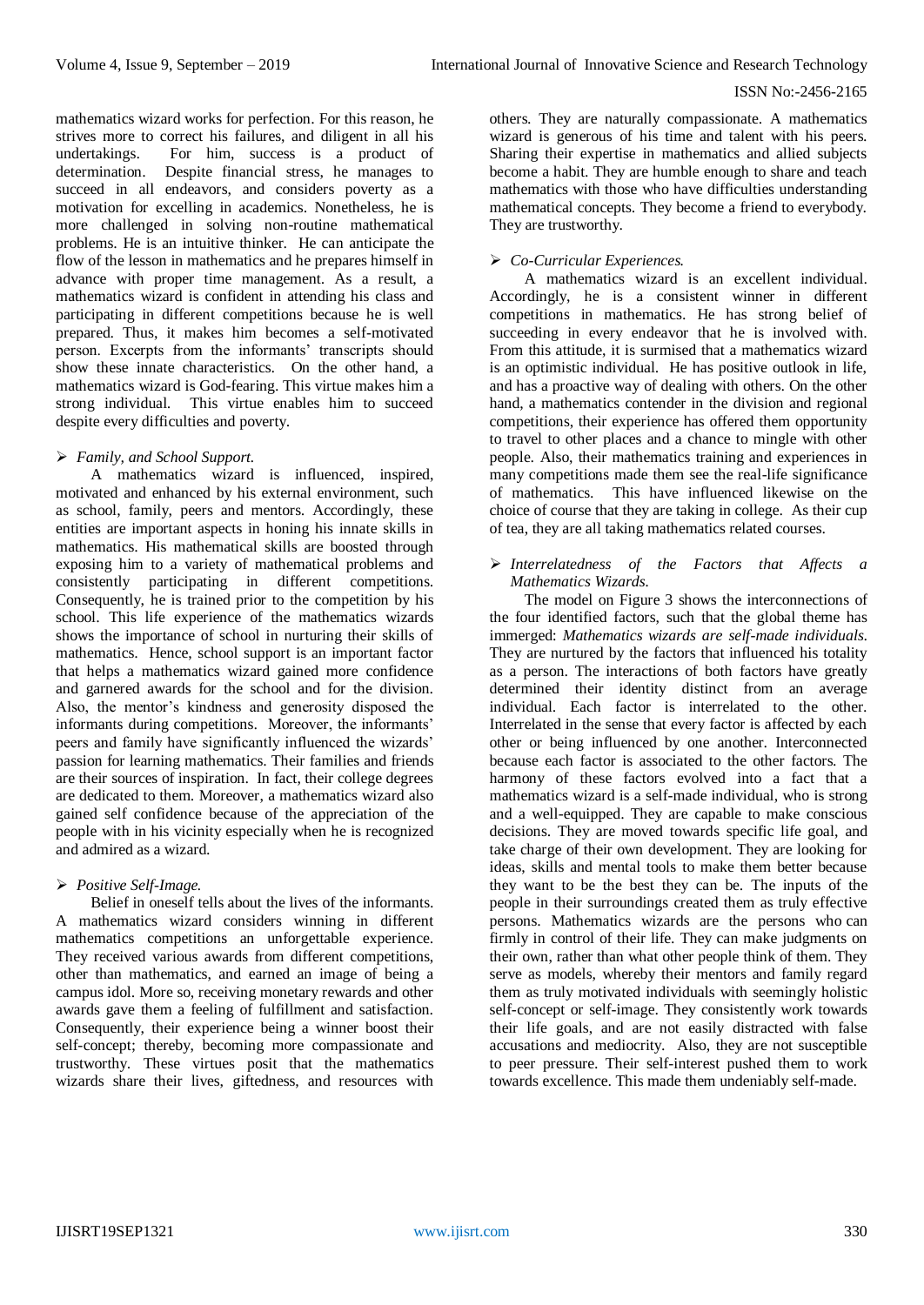mathematics wizard works for perfection. For this reason, he strives more to correct his failures, and diligent in all his undertakings. For him, success is a product of determination. Despite financial stress, he manages to succeed in all endeavors, and considers poverty as a motivation for excelling in academics. Nonetheless, he is more challenged in solving non-routine mathematical problems. He is an intuitive thinker. He can anticipate the flow of the lesson in mathematics and he prepares himself in advance with proper time management. As a result, a mathematics wizard is confident in attending his class and participating in different competitions because he is well prepared. Thus, it makes him becomes a self-motivated person. Excerpts from the informants' transcripts should show these innate characteristics. On the other hand, a mathematics wizard is God-fearing. This virtue makes him a strong individual. This virtue enables him to succeed despite every difficulties and poverty.

- *Family, and School Support.*

A mathematics wizard is influenced, inspired, motivated and enhanced by his external environment, such as school, family, peers and mentors. Accordingly, these entities are important aspects in honing his innate skills in mathematics. His mathematical skills are boosted through exposing him to a variety of mathematical problems and consistently participating in different competitions. Consequently, he is trained prior to the competition by his school. This life experience of the mathematics wizards shows the importance of school in nurturing their skills of mathematics. Hence, school support is an important factor that helps a mathematics wizard gained more confidence and garnered awards for the school and for the division. Also, the mentor's kindness and generosity disposed the informants during competitions. Moreover, the informants' peers and family have significantly influenced the wizards' passion for learning mathematics. Their families and friends are their sources of inspiration. In fact, their college degrees are dedicated to them. Moreover, a mathematics wizard also gained self confidence because of the appreciation of the people with in his vicinity especially when he is recognized and admired as a wizard.

- *Positive Self-Image.*

Belief in oneself tells about the lives of the informants. A mathematics wizard considers winning in different mathematics competitions an unforgettable experience. They received various awards from different competitions, other than mathematics, and earned an image of being a campus idol. More so, receiving monetary rewards and other awards gave them a feeling of fulfillment and satisfaction. Consequently, their experience being a winner boost their self-concept; thereby, becoming more compassionate and trustworthy. These virtues posit that the mathematics wizards share their lives, giftedness, and resources with others. They are naturally compassionate. A mathematics wizard is generous of his time and talent with his peers. Sharing their expertise in mathematics and allied subjects become a habit. They are humble enough to share and teach mathematics with those who have difficulties understanding mathematical concepts. They become a friend to everybody. They are trustworthy.

- *Co-Curricular Experiences.*

A mathematics wizard is an excellent individual. Accordingly, he is a consistent winner in different competitions in mathematics. He has strong belief of succeeding in every endeavor that he is involved with. From this attitude, it is surmised that a mathematics wizard is an optimistic individual. He has positive outlook in life, and has a proactive way of dealing with others. On the other hand, a mathematics contender in the division and regional competitions, their experience has offered them opportunity to travel to other places and a chance to mingle with other people. Also, their mathematics training and experiences in many competitions made them see the real-life significance of mathematics. This have influenced likewise on the choice of course that they are taking in college. As their cup of tea, they are all taking mathematics related courses.

- *Interrelatedness of the Factors that Affects a Mathematics Wizards.*

The model on Figure 3 shows the interconnections of the four identified factors, such that the global theme has immerged: *Mathematics wizards are self-made individuals.* They are nurtured by the factors that influenced his totality as a person. The interactions of both factors have greatly determined their identity distinct from an average individual. Each factor is interrelated to the other. Interrelated in the sense that every factor is affected by each other or being influenced by one another. Interconnected because each factor is associated to the other factors. The harmony of these factors evolved into a fact that a mathematics wizard is a self-made individual, who is strong and a well-equipped. They are capable to make conscious decisions. They are moved towards specific life goal, and take charge of their own development. They are looking for ideas, skills and mental tools to make them better because they want to be the best they can be. The inputs of the people in their surroundings created them as truly effective persons. Mathematics wizards are the persons who can firmly in control of their life. They can make judgments on their own, rather than what other people think of them. They serve as models, whereby their mentors and family regard them as truly motivated individuals with seemingly holistic self-concept or self-image. They consistently work towards their life goals, and are not easily distracted with false accusations and mediocrity. Also, they are not susceptible to peer pressure. Their self-interest pushed them to work towards excellence. This made them undeniably self-made.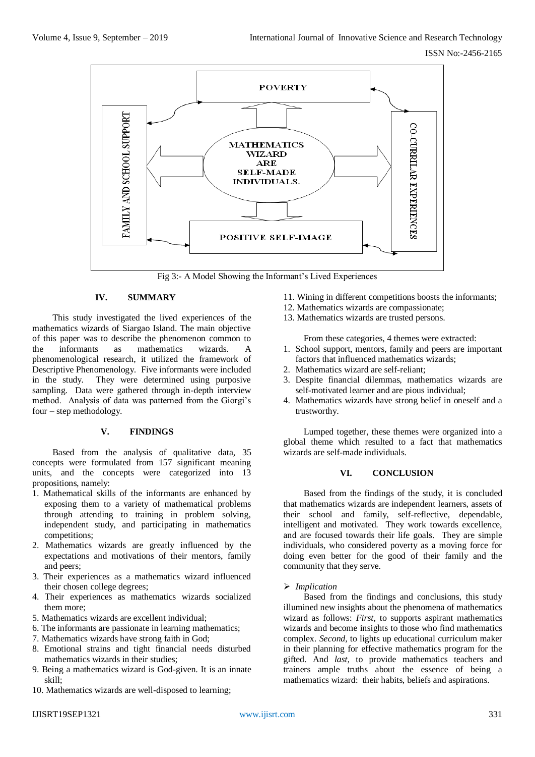Fig 3:- A Model Showing the Informant's Lived Experiences

## IV. SUMMARY

This study investigated the lived experiences of the mathematics wizards of Siargao Island. The main objective of this paper was to describe the phenomenon common to the informants as mathematics wizards. A phenomenological research, it utilized the framework of Descriptive Phenomenology. Five informants were included in the study. They were determined using purposive sampling. Data were gathered through in-depth interview method. Analysis of data was patterned from the Giorgi's four – step methodology.

## V. FINDINGS

Based from the analysis of qualitative data, 35 concepts were formulated from 157 significant meaning units, and the concepts were categorized into 13 propositions, namely:

1. Mathematical skills of the informants are enhanced by exposing them to a variety of mathematical problems through attending to training in problem solving, independent study, and participating in mathematics competitions;
2. Mathematics wizards are greatly influenced by the expectations and motivations of their mentors, family and peers;
3. Their experiences as a mathematics wizard influenced their chosen college degrees;
4. Their experiences as mathematics wizards socialized them more;
5. Mathematics wizards are excellent individual;
6. The informants are passionate in learning mathematics;
7. Mathematics wizards have strong faith in God;
8. Emotional strains and tight financial needs disturbed mathematics wizards in their studies;
9. Being a mathematics wizard is God-given. It is an innate skill;
10. Mathematics wizards are well-disposed to learning;
11. Wining in different competitions boosts the informants;
12. Mathematics wizards are compassionate;
13. Mathematics wizards are trusted persons.

From these categories, 4 themes were extracted:

1. School support, mentors, family and peers are important factors that influenced mathematics wizards;
2. Mathematics wizard are self-reliant;
3. Despite financial dilemmas, mathematics wizards are self-motivated learner and are pious individual;
4. Mathematics wizards have strong belief in oneself and a trustworthy.

Lumped together, these themes were organized into a global theme which resulted to a fact that mathematics wizards are self-made individuals.

## VI. CONCLUSION

Based from the findings of the study, it is concluded that mathematics wizards are independent learners, assets of their school and family, self-reflective, dependable, intelligent and motivated. They work towards excellence, and are focused towards their life goals. They are simple individuals, who considered poverty as a moving force for doing even better for the good of their family and the community that they serve.

### *Implication*

Based from the findings and conclusions, this study illumined new insights about the phenomena of mathematics wizard as follows: *First,* to supports aspirant mathematics wizards and become insights to those who find mathematics complex. *Second,* to lights up educational curriculum maker in their planning for effective mathematics program for the gifted. And *last,* to provide mathematics teachers and trainers ample truths about the essence of being a mathematics wizard: their habits, beliefs and aspirations.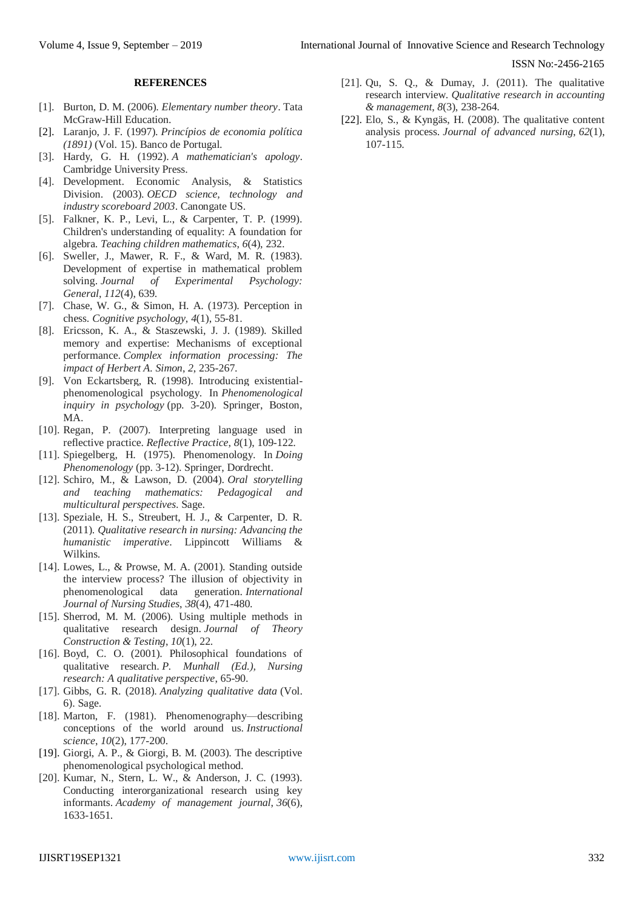## REFERENCES

[1]. Burton, D. M. (2006). *Elementary number theory*. Tata McGraw-Hill Education.

[2]. Laranjo, J. F. (1997). *Princípios de economia política (1891)* (Vol. 15). Banco de Portugal.

[3]. Hardy, G. H. (1992). *A mathematician's apology*. Cambridge University Press.

[4]. Development. Economic Analysis, & Statistics Division. (2003). *OECD science, technology and industry scoreboard 2003*. Canongate US.

[5]. Falkner, K. P., Levi, L., & Carpenter, T. P. (1999). Children's understanding of equality: A foundation for algebra. *Teaching children mathematics*, *6*(4), 232.

[6]. Sweller, J., Mawer, R. F., & Ward, M. R. (1983). Development of expertise in mathematical problem solving. *Journal of Experimental Psychology: General*, *112*(4), 639.

[7]. Chase, W. G., & Simon, H. A. (1973). Perception in chess. *Cognitive psychology*, *4*(1), 55-81.

[8]. Ericsson, K. A., & Staszewski, J. J. (1989). Skilled memory and expertise: Mechanisms of exceptional performance. *Complex information processing: The impact of Herbert A. Simon*, *2*, 235-267.

[9]. Von Eckartsberg, R. (1998). Introducing existential-phenomenological psychology. In *Phenomenological inquiry in psychology* (pp. 3-20). Springer, Boston, MA.

[10]. Regan, P. (2007). Interpreting language used in reflective practice. *Reflective Practice*, *8*(1), 109-122.

[11]. Spiegelberg, H. (1975). Phenomenology. In *Doing Phenomenology* (pp. 3-12). Springer, Dordrecht.

[12]. Schiro, M., & Lawson, D. (2004). *Oral storytelling and teaching mathematics: Pedagogical and multicultural perspectives*. Sage.

[13]. Speziale, H. S., Streubert, H. J., & Carpenter, D. R. (2011). *Qualitative research in nursing: Advancing the humanistic imperative*. Lippincott Williams & Wilkins.

[14]. Lowes, L., & Prowse, M. A. (2001). Standing outside the interview process? The illusion of objectivity in phenomenological data generation. *International Journal of Nursing Studies*, *38*(4), 471-480.

[15]. Sherrod, M. M. (2006). Using multiple methods in qualitative research design. *Journal of Theory Construction & Testing*, *10*(1), 22.

[16]. Boyd, C. O. (2001). Philosophical foundations of qualitative research. *P. Munhall (Ed.), Nursing research: A qualitative perspective*, 65-90.

[17]. Gibbs, G. R. (2018). *Analyzing qualitative data* (Vol. 6). Sage.

[18]. Marton, F. (1981). Phenomenography—describing conceptions of the world around us. *Instructional science*, *10*(2), 177-200.

[19]. Giorgi, A. P., & Giorgi, B. M. (2003). The descriptive phenomenological psychological method.

[20]. Kumar, N., Stern, L. W., & Anderson, J. C. (1993). Conducting interorganizational research using key informants. *Academy of management journal*, *36*(6), 1633-1651.

[21]. Qu, S. Q., & Dumay, J. (2011). The qualitative research interview. *Qualitative research in accounting & management*, *8*(3), 238-264.

[22]. Elo, S., & Kyngäs, H. (2008). The qualitative content analysis process. *Journal of advanced nursing*, *62*(1), 107-115.